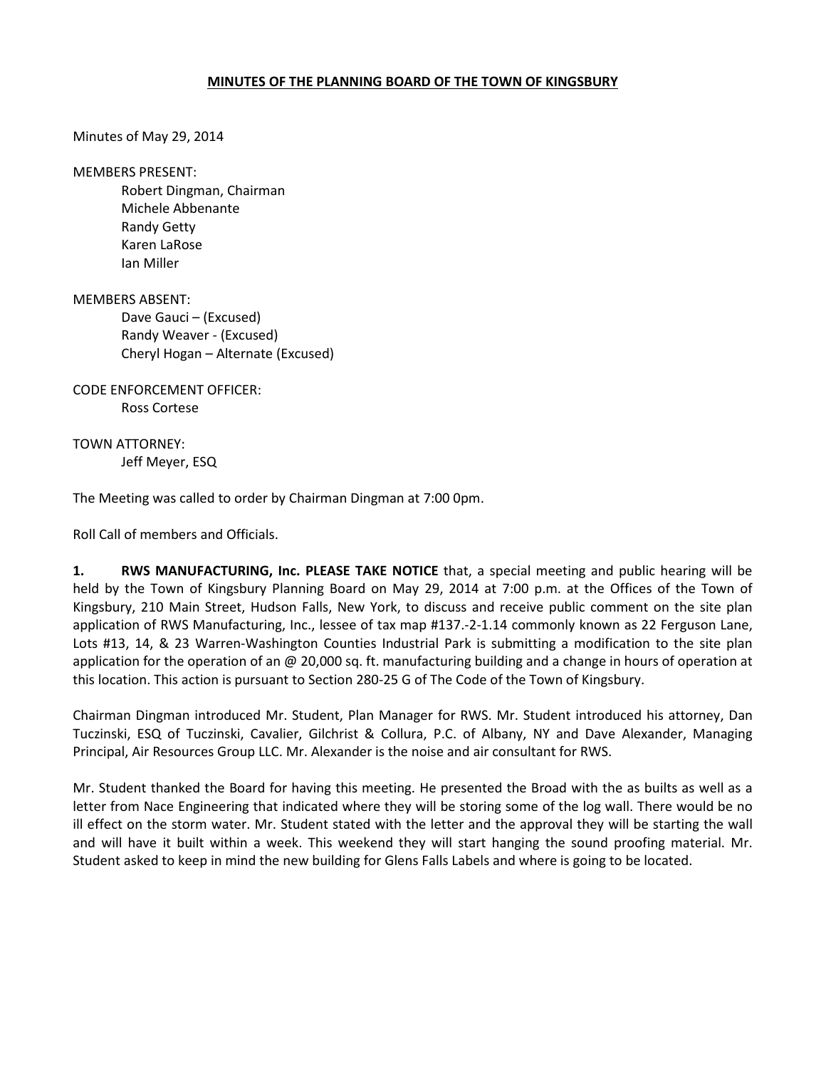# MINUTES OF THE PLANNING BOARD OF THE TOWN OF KINGSBURY

Minutes of May 29, 2014

MEMBERS PRESENT:
- Robert Dingman, Chairman
- Michele Abbenante
- Randy Getty
- Karen LaRose
- Ian Miller

MEMBERS ABSENT:
- Dave Gauci – (Excused)
- Randy Weaver - (Excused)
- Cheryl Hogan – Alternate (Excused)

CODE ENFORCEMENT OFFICER:
- Ross Cortese

TOWN ATTORNEY:
- Jeff Meyer, ESQ

The Meeting was called to order by Chairman Dingman at 7:00 0pm.

Roll Call of members and Officials.

**1. RWS MANUFACTURING, Inc. PLEASE TAKE NOTICE** that, a special meeting and public hearing will be held by the Town of Kingsbury Planning Board on May 29, 2014 at 7:00 p.m. at the Offices of the Town of Kingsbury, 210 Main Street, Hudson Falls, New York, to discuss and receive public comment on the site plan application of RWS Manufacturing, Inc., lessee of tax map #137.-2-1.14 commonly known as 22 Ferguson Lane, Lots #13, 14, & 23 Warren-Washington Counties Industrial Park is submitting a modification to the site plan application for the operation of an @ 20,000 sq. ft. manufacturing building and a change in hours of operation at this location. This action is pursuant to Section 280-25 G of The Code of the Town of Kingsbury.

Chairman Dingman introduced Mr. Student, Plan Manager for RWS. Mr. Student introduced his attorney, Dan Tuczinski, ESQ of Tuczinski, Cavalier, Gilchrist & Collura, P.C. of Albany, NY and Dave Alexander, Managing Principal, Air Resources Group LLC. Mr. Alexander is the noise and air consultant for RWS.

Mr. Student thanked the Board for having this meeting. He presented the Broad with the as builts as well as a letter from Nace Engineering that indicated where they will be storing some of the log wall. There would be no ill effect on the storm water. Mr. Student stated with the letter and the approval they will be starting the wall and will have it built within a week. This weekend they will start hanging the sound proofing material. Mr. Student asked to keep in mind the new building for Glens Falls Labels and where is going to be located.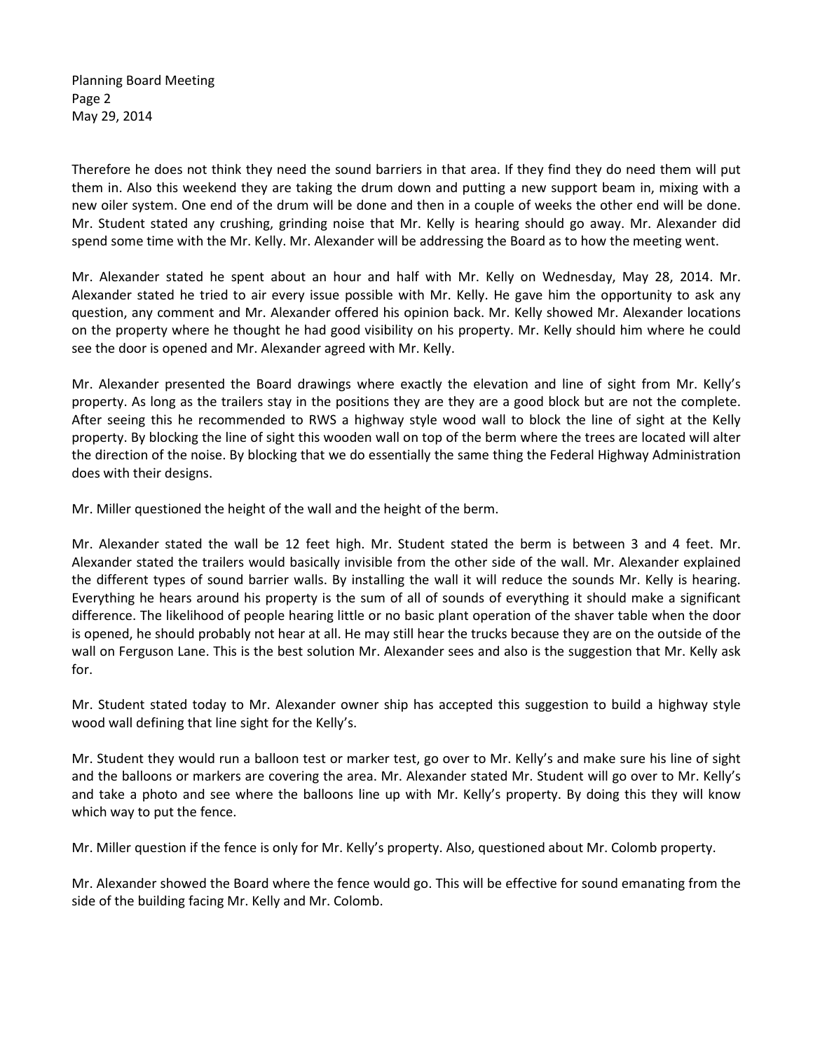Therefore he does not think they need the sound barriers in that area. If they find they do need them will put them in. Also this weekend they are taking the drum down and putting a new support beam in, mixing with a new oiler system. One end of the drum will be done and then in a couple of weeks the other end will be done. Mr. Student stated any crushing, grinding noise that Mr. Kelly is hearing should go away. Mr. Alexander did spend some time with the Mr. Kelly. Mr. Alexander will be addressing the Board as to how the meeting went.

Mr. Alexander stated he spent about an hour and half with Mr. Kelly on Wednesday, May 28, 2014. Mr. Alexander stated he tried to air every issue possible with Mr. Kelly. He gave him the opportunity to ask any question, any comment and Mr. Alexander offered his opinion back. Mr. Kelly showed Mr. Alexander locations on the property where he thought he had good visibility on his property. Mr. Kelly should him where he could see the door is opened and Mr. Alexander agreed with Mr. Kelly.

Mr. Alexander presented the Board drawings where exactly the elevation and line of sight from Mr. Kelly's property. As long as the trailers stay in the positions they are they are a good block but are not the complete. After seeing this he recommended to RWS a highway style wood wall to block the line of sight at the Kelly property. By blocking the line of sight this wooden wall on top of the berm where the trees are located will alter the direction of the noise. By blocking that we do essentially the same thing the Federal Highway Administration does with their designs.

Mr. Miller questioned the height of the wall and the height of the berm.

Mr. Alexander stated the wall be 12 feet high. Mr. Student stated the berm is between 3 and 4 feet. Mr. Alexander stated the trailers would basically invisible from the other side of the wall. Mr. Alexander explained the different types of sound barrier walls. By installing the wall it will reduce the sounds Mr. Kelly is hearing. Everything he hears around his property is the sum of all of sounds of everything it should make a significant difference. The likelihood of people hearing little or no basic plant operation of the shaver table when the door is opened, he should probably not hear at all. He may still hear the trucks because they are on the outside of the wall on Ferguson Lane. This is the best solution Mr. Alexander sees and also is the suggestion that Mr. Kelly ask for.

Mr. Student stated today to Mr. Alexander owner ship has accepted this suggestion to build a highway style wood wall defining that line sight for the Kelly's.

Mr. Student they would run a balloon test or marker test, go over to Mr. Kelly's and make sure his line of sight and the balloons or markers are covering the area. Mr. Alexander stated Mr. Student will go over to Mr. Kelly's and take a photo and see where the balloons line up with Mr. Kelly's property. By doing this they will know which way to put the fence.

Mr. Miller question if the fence is only for Mr. Kelly's property. Also, questioned about Mr. Colomb property.

Mr. Alexander showed the Board where the fence would go. This will be effective for sound emanating from the side of the building facing Mr. Kelly and Mr. Colomb.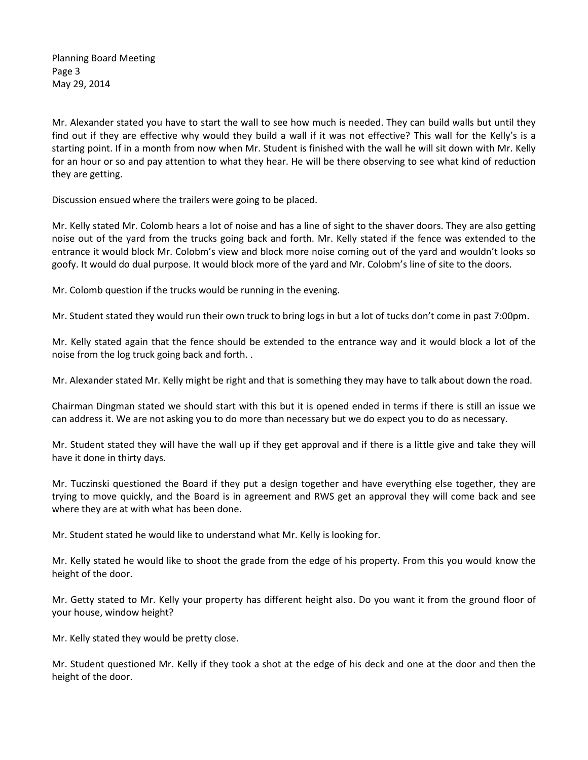Mr. Alexander stated you have to start the wall to see how much is needed. They can build walls but until they find out if they are effective why would they build a wall if it was not effective? This wall for the Kelly's is a starting point. If in a month from now when Mr. Student is finished with the wall he will sit down with Mr. Kelly for an hour or so and pay attention to what they hear. He will be there observing to see what kind of reduction they are getting.

Discussion ensued where the trailers were going to be placed.

Mr. Kelly stated Mr. Colomb hears a lot of noise and has a line of sight to the shaver doors. They are also getting noise out of the yard from the trucks going back and forth. Mr. Kelly stated if the fence was extended to the entrance it would block Mr. Colobm's view and block more noise coming out of the yard and wouldn't looks so goofy. It would do dual purpose. It would block more of the yard and Mr. Colobm's line of site to the doors.

Mr. Colomb question if the trucks would be running in the evening.

Mr. Student stated they would run their own truck to bring logs in but a lot of tucks don't come in past 7:00pm.

Mr. Kelly stated again that the fence should be extended to the entrance way and it would block a lot of the noise from the log truck going back and forth. .

Mr. Alexander stated Mr. Kelly might be right and that is something they may have to talk about down the road.

Chairman Dingman stated we should start with this but it is opened ended in terms if there is still an issue we can address it. We are not asking you to do more than necessary but we do expect you to do as necessary.

Mr. Student stated they will have the wall up if they get approval and if there is a little give and take they will have it done in thirty days.

Mr. Tuczinski questioned the Board if they put a design together and have everything else together, they are trying to move quickly, and the Board is in agreement and RWS get an approval they will come back and see where they are at with what has been done.

Mr. Student stated he would like to understand what Mr. Kelly is looking for.

Mr. Kelly stated he would like to shoot the grade from the edge of his property. From this you would know the height of the door.

Mr. Getty stated to Mr. Kelly your property has different height also. Do you want it from the ground floor of your house, window height?

Mr. Kelly stated they would be pretty close.

Mr. Student questioned Mr. Kelly if they took a shot at the edge of his deck and one at the door and then the height of the door.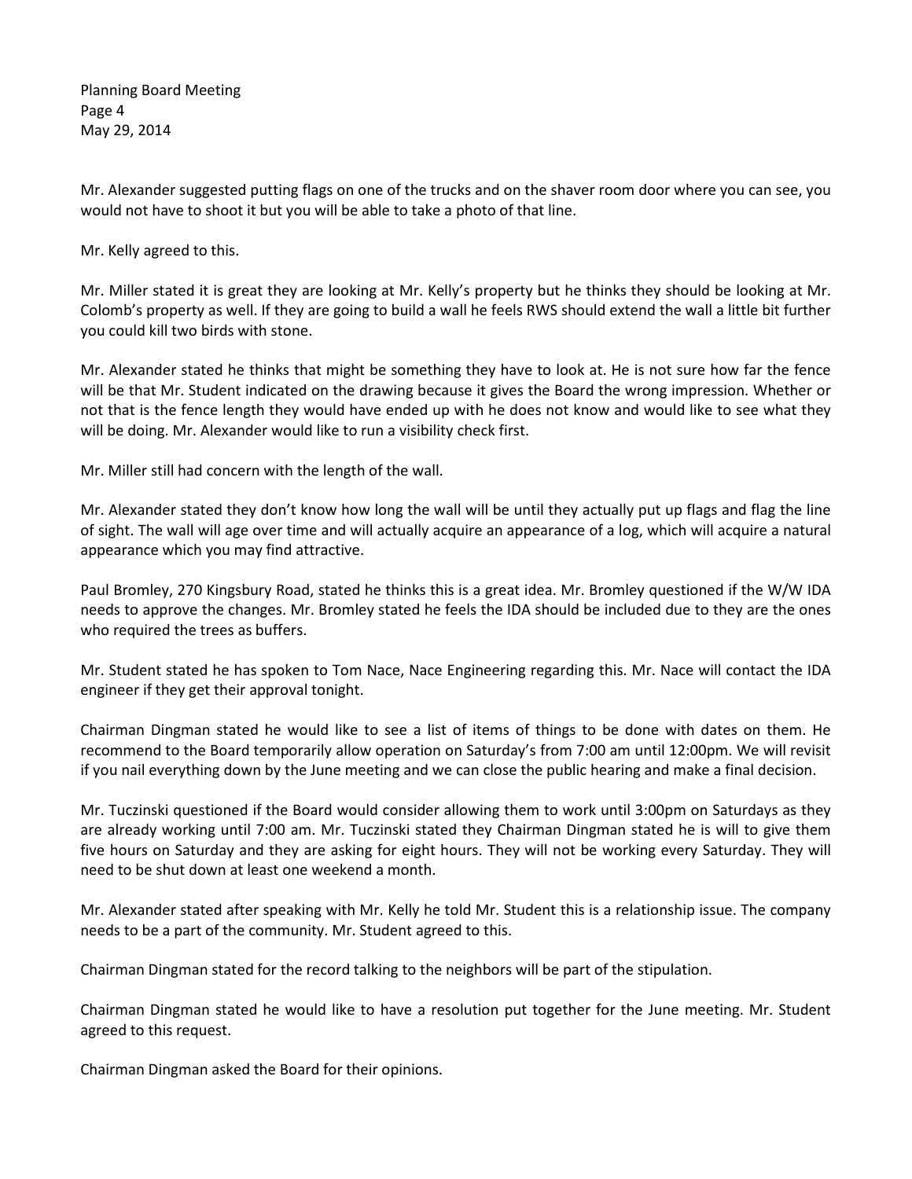Mr. Alexander suggested putting flags on one of the trucks and on the shaver room door where you can see, you would not have to shoot it but you will be able to take a photo of that line.

Mr. Kelly agreed to this.

Mr. Miller stated it is great they are looking at Mr. Kelly's property but he thinks they should be looking at Mr. Colomb's property as well. If they are going to build a wall he feels RWS should extend the wall a little bit further you could kill two birds with stone.

Mr. Alexander stated he thinks that might be something they have to look at. He is not sure how far the fence will be that Mr. Student indicated on the drawing because it gives the Board the wrong impression. Whether or not that is the fence length they would have ended up with he does not know and would like to see what they will be doing. Mr. Alexander would like to run a visibility check first.

Mr. Miller still had concern with the length of the wall.

Mr. Alexander stated they don't know how long the wall will be until they actually put up flags and flag the line of sight. The wall will age over time and will actually acquire an appearance of a log, which will acquire a natural appearance which you may find attractive.

Paul Bromley, 270 Kingsbury Road, stated he thinks this is a great idea. Mr. Bromley questioned if the W/W IDA needs to approve the changes. Mr. Bromley stated he feels the IDA should be included due to they are the ones who required the trees as buffers.

Mr. Student stated he has spoken to Tom Nace, Nace Engineering regarding this. Mr. Nace will contact the IDA engineer if they get their approval tonight.

Chairman Dingman stated he would like to see a list of items of things to be done with dates on them. He recommend to the Board temporarily allow operation on Saturday's from 7:00 am until 12:00pm. We will revisit if you nail everything down by the June meeting and we can close the public hearing and make a final decision.

Mr. Tuczinski questioned if the Board would consider allowing them to work until 3:00pm on Saturdays as they are already working until 7:00 am. Mr. Tuczinski stated they Chairman Dingman stated he is will to give them five hours on Saturday and they are asking for eight hours. They will not be working every Saturday. They will need to be shut down at least one weekend a month.

Mr. Alexander stated after speaking with Mr. Kelly he told Mr. Student this is a relationship issue. The company needs to be a part of the community. Mr. Student agreed to this.

Chairman Dingman stated for the record talking to the neighbors will be part of the stipulation.

Chairman Dingman stated he would like to have a resolution put together for the June meeting. Mr. Student agreed to this request.

Chairman Dingman asked the Board for their opinions.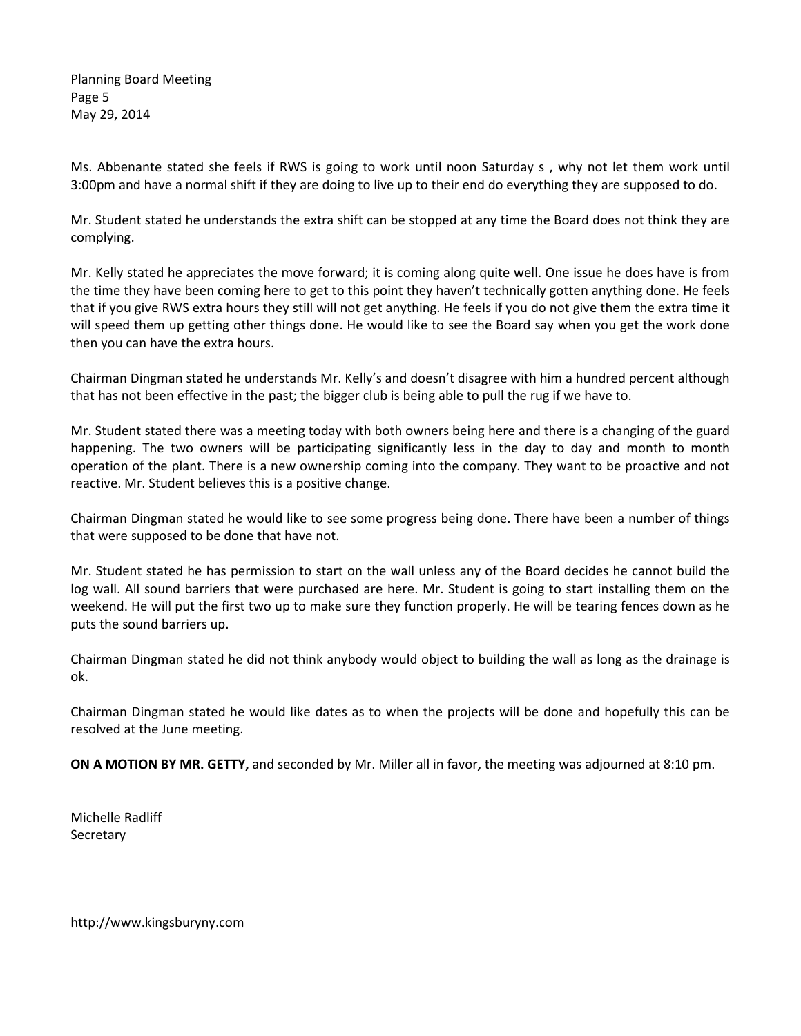Ms. Abbenante stated she feels if RWS is going to work until noon Saturday s , why not let them work until 3:00pm and have a normal shift if they are doing to live up to their end do everything they are supposed to do.

Mr. Student stated he understands the extra shift can be stopped at any time the Board does not think they are complying.

Mr. Kelly stated he appreciates the move forward; it is coming along quite well. One issue he does have is from the time they have been coming here to get to this point they haven't technically gotten anything done. He feels that if you give RWS extra hours they still will not get anything. He feels if you do not give them the extra time it will speed them up getting other things done. He would like to see the Board say when you get the work done then you can have the extra hours.

Chairman Dingman stated he understands Mr. Kelly's and doesn't disagree with him a hundred percent although that has not been effective in the past; the bigger club is being able to pull the rug if we have to.

Mr. Student stated there was a meeting today with both owners being here and there is a changing of the guard happening. The two owners will be participating significantly less in the day to day and month to month operation of the plant. There is a new ownership coming into the company. They want to be proactive and not reactive. Mr. Student believes this is a positive change.

Chairman Dingman stated he would like to see some progress being done. There have been a number of things that were supposed to be done that have not.

Mr. Student stated he has permission to start on the wall unless any of the Board decides he cannot build the log wall. All sound barriers that were purchased are here. Mr. Student is going to start installing them on the weekend. He will put the first two up to make sure they function properly. He will be tearing fences down as he puts the sound barriers up.

Chairman Dingman stated he did not think anybody would object to building the wall as long as the drainage is ok.

Chairman Dingman stated he would like dates as to when the projects will be done and hopefully this can be resolved at the June meeting.

**ON A MOTION BY MR. GETTY,** and seconded by Mr. Miller all in favor**,** the meeting was adjourned at 8:10 pm.

Michelle Radliff
Secretary

http://www.kingsburyny.com